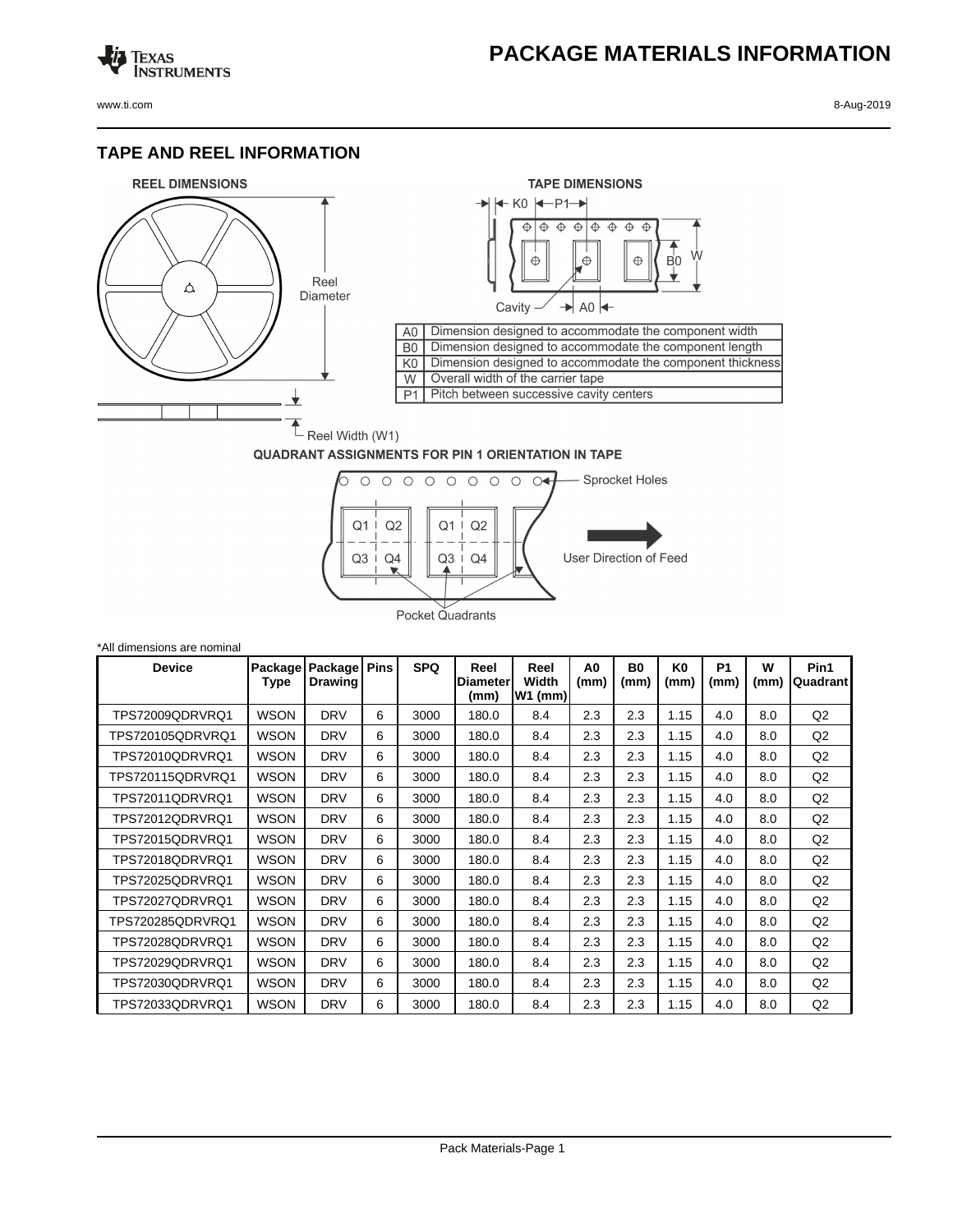# PACKAGE MATERIALS INFORMATION

## TAPE AND REEL INFORMATION

**REEL DIMENSIONS**

Reel Diameter

Reel Width (W1)

**TAPE DIMENSIONS**

| | |
|---|---|
| A0 | Dimension designed to accommodate the component width |
| B0 | Dimension designed to accommodate the component length |
| K0 | Dimension designed to accommodate the component thickness |
| W | Overall width of the carrier tape |
| P1 | Pitch between successive cavity centers |

**QUADRANT ASSIGNMENTS FOR PIN 1 ORIENTATION IN TAPE**

Sprocket Holes

User Direction of Feed

Pocket Quadrants

*All dimensions are nominal

| Device | Package Type | Package Drawing | Pins | SPQ | Reel Diameter (mm) | Reel Width W1 (mm) | A0 (mm) | B0 (mm) | K0 (mm) | P1 (mm) | W (mm) | Pin1 Quadrant |
|---|---|---|---|---|---|---|---|---|---|---|---|---|
| TPS72009QDRVRQ1 | WSON | DRV | 6 | 3000 | 180.0 | 8.4 | 2.3 | 2.3 | 1.15 | 4.0 | 8.0 | Q2 |
| TPS720105QDRVRQ1 | WSON | DRV | 6 | 3000 | 180.0 | 8.4 | 2.3 | 2.3 | 1.15 | 4.0 | 8.0 | Q2 |
| TPS72010QDRVRQ1 | WSON | DRV | 6 | 3000 | 180.0 | 8.4 | 2.3 | 2.3 | 1.15 | 4.0 | 8.0 | Q2 |
| TPS720115QDRVRQ1 | WSON | DRV | 6 | 3000 | 180.0 | 8.4 | 2.3 | 2.3 | 1.15 | 4.0 | 8.0 | Q2 |
| TPS72011QDRVRQ1 | WSON | DRV | 6 | 3000 | 180.0 | 8.4 | 2.3 | 2.3 | 1.15 | 4.0 | 8.0 | Q2 |
| TPS72012QDRVRQ1 | WSON | DRV | 6 | 3000 | 180.0 | 8.4 | 2.3 | 2.3 | 1.15 | 4.0 | 8.0 | Q2 |
| TPS72015QDRVRQ1 | WSON | DRV | 6 | 3000 | 180.0 | 8.4 | 2.3 | 2.3 | 1.15 | 4.0 | 8.0 | Q2 |
| TPS72018QDRVRQ1 | WSON | DRV | 6 | 3000 | 180.0 | 8.4 | 2.3 | 2.3 | 1.15 | 4.0 | 8.0 | Q2 |
| TPS72025QDRVRQ1 | WSON | DRV | 6 | 3000 | 180.0 | 8.4 | 2.3 | 2.3 | 1.15 | 4.0 | 8.0 | Q2 |
| TPS72027QDRVRQ1 | WSON | DRV | 6 | 3000 | 180.0 | 8.4 | 2.3 | 2.3 | 1.15 | 4.0 | 8.0 | Q2 |
| TPS720285QDRVRQ1 | WSON | DRV | 6 | 3000 | 180.0 | 8.4 | 2.3 | 2.3 | 1.15 | 4.0 | 8.0 | Q2 |
| TPS72028QDRVRQ1 | WSON | DRV | 6 | 3000 | 180.0 | 8.4 | 2.3 | 2.3 | 1.15 | 4.0 | 8.0 | Q2 |
| TPS72029QDRVRQ1 | WSON | DRV | 6 | 3000 | 180.0 | 8.4 | 2.3 | 2.3 | 1.15 | 4.0 | 8.0 | Q2 |
| TPS72030QDRVRQ1 | WSON | DRV | 6 | 3000 | 180.0 | 8.4 | 2.3 | 2.3 | 1.15 | 4.0 | 8.0 | Q2 |
| TPS72033QDRVRQ1 | WSON | DRV | 6 | 3000 | 180.0 | 8.4 | 2.3 | 2.3 | 1.15 | 4.0 | 8.0 | Q2 |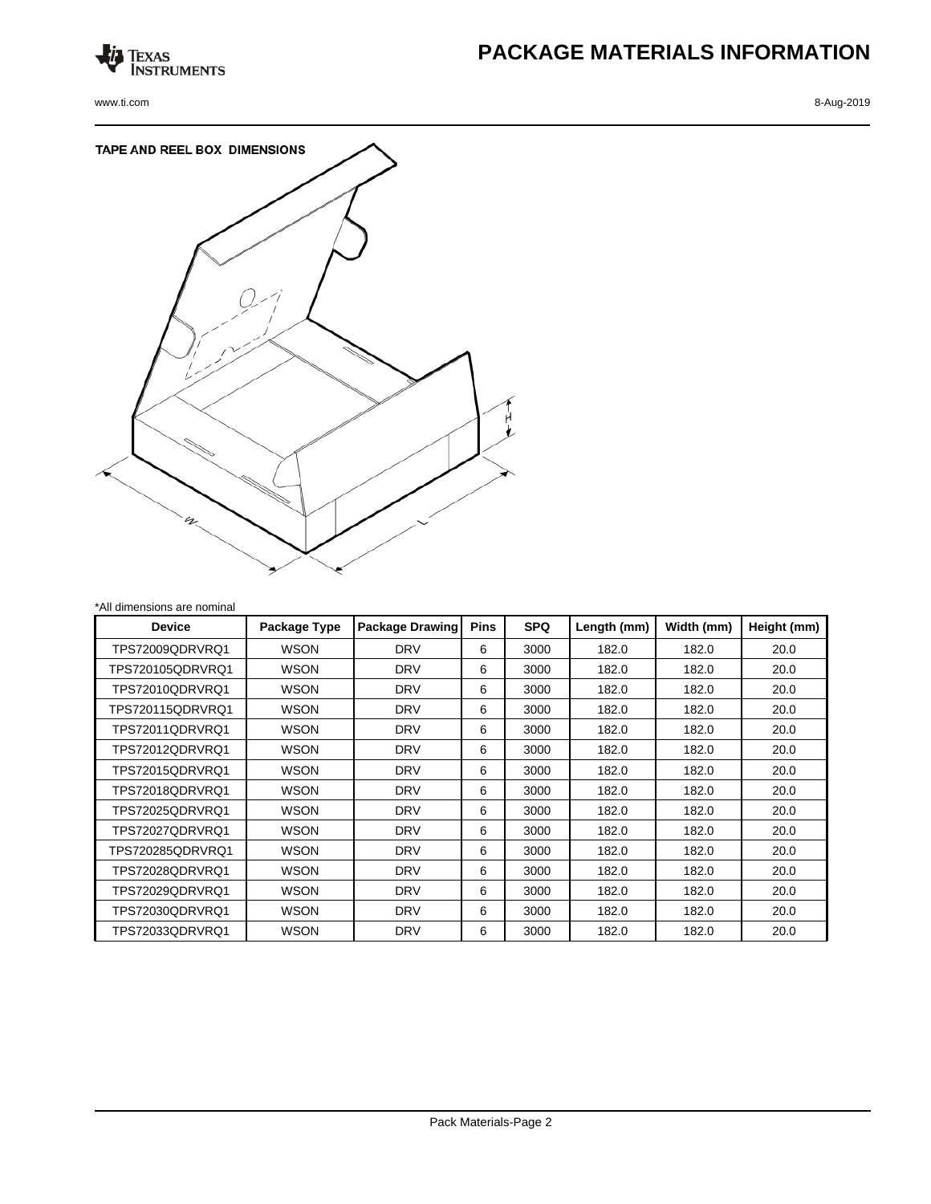## TAPE AND REEL BOX DIMENSIONS

W
L
H

*All dimensions are nominal

| Device | Package Type | Package Drawing | Pins | SPQ | Length (mm) | Width (mm) | Height (mm) |
|---|---|---|---|---|---|---|---|
| TPS72009QDRVRQ1 | WSON | DRV | 6 | 3000 | 182.0 | 182.0 | 20.0 |
| TPS720105QDRVRQ1 | WSON | DRV | 6 | 3000 | 182.0 | 182.0 | 20.0 |
| TPS72010QDRVRQ1 | WSON | DRV | 6 | 3000 | 182.0 | 182.0 | 20.0 |
| TPS720115QDRVRQ1 | WSON | DRV | 6 | 3000 | 182.0 | 182.0 | 20.0 |
| TPS72011QDRVRQ1 | WSON | DRV | 6 | 3000 | 182.0 | 182.0 | 20.0 |
| TPS72012QDRVRQ1 | WSON | DRV | 6 | 3000 | 182.0 | 182.0 | 20.0 |
| TPS72015QDRVRQ1 | WSON | DRV | 6 | 3000 | 182.0 | 182.0 | 20.0 |
| TPS72018QDRVRQ1 | WSON | DRV | 6 | 3000 | 182.0 | 182.0 | 20.0 |
| TPS72025QDRVRQ1 | WSON | DRV | 6 | 3000 | 182.0 | 182.0 | 20.0 |
| TPS72027QDRVRQ1 | WSON | DRV | 6 | 3000 | 182.0 | 182.0 | 20.0 |
| TPS720285QDRVRQ1 | WSON | DRV | 6 | 3000 | 182.0 | 182.0 | 20.0 |
| TPS72028QDRVRQ1 | WSON | DRV | 6 | 3000 | 182.0 | 182.0 | 20.0 |
| TPS72029QDRVRQ1 | WSON | DRV | 6 | 3000 | 182.0 | 182.0 | 20.0 |
| TPS72030QDRVRQ1 | WSON | DRV | 6 | 3000 | 182.0 | 182.0 | 20.0 |
| TPS72033QDRVRQ1 | WSON | DRV | 6 | 3000 | 182.0 | 182.0 | 20.0 |